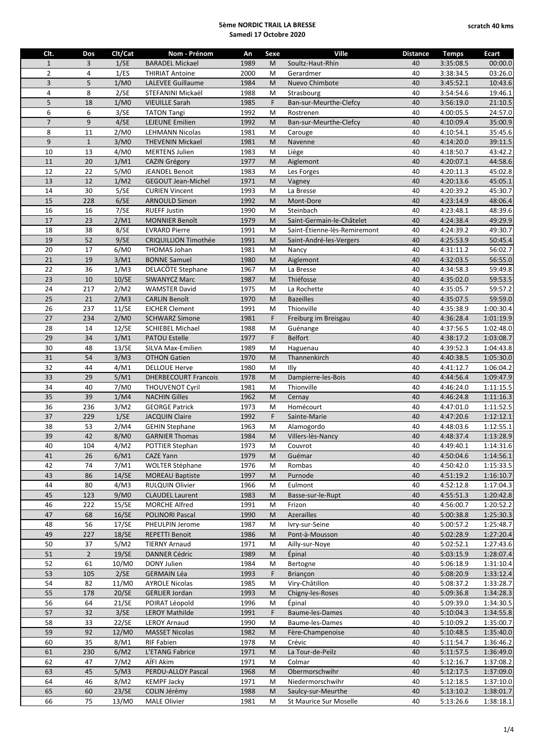**5ème NORDIC TRAIL LA BRESSE**
**Samedi 17 Octobre 2020**

**scratch 40 kms**

| Clt. | Dos | Clt/Cat | Nom - Prénom | An | Sexe | Ville | Distance | Temps | Ecart |
|---|---|---|---|---|---|---|---|---|---|
| 1 | 3 | 1/SE | BARADEL Mickael | 1989 | M | Soultz-Haut-Rhin | 40 | 3:35:08.5 | 00:00.0 |
| 2 | 4 | 1/ES | THIRIAT Antoine | 2000 | M | Gerardmer | 40 | 3:38:34.5 | 03:26.0 |
| 3 | 5 | 1/M0 | LALEVEE Guillaume | 1984 | M | Nuevo Chimbote | 40 | 3:45:52.1 | 10:43.6 |
| 4 | 8 | 2/SE | STEFANINI Mickaël | 1988 | M | Strasbourg | 40 | 3:54:54.6 | 19:46.1 |
| 5 | 18 | 1/M0 | VIEUILLE Sarah | 1985 | F | Ban-sur-Meurthe-Clefcy | 40 | 3:56:19.0 | 21:10.5 |
| 6 | 6 | 3/SE | TATON Tangi | 1992 | M | Rostrenen | 40 | 4:00:05.5 | 24:57.0 |
| 7 | 9 | 4/SE | LEJEUNE Emilien | 1992 | M | Ban-sur-Meurthe-Clefcy | 40 | 4:10:09.4 | 35:00.9 |
| 8 | 11 | 2/M0 | LEHMANN Nicolas | 1981 | M | Carouge | 40 | 4:10:54.1 | 35:45.6 |
| 9 | 1 | 3/M0 | THEVENIN Mickael | 1981 | M | Navenne | 40 | 4:14:20.0 | 39:11.5 |
| 10 | 13 | 4/M0 | MERTENS Julien | 1983 | M | Liège | 40 | 4:18:50.7 | 43:42.2 |
| 11 | 20 | 1/M1 | CAZIN Grégory | 1977 | M | Aiglemont | 40 | 4:20:07.1 | 44:58.6 |
| 12 | 22 | 5/M0 | JEANDEL Benoit | 1983 | M | Les Forges | 40 | 4:20:11.3 | 45:02.8 |
| 13 | 12 | 1/M2 | GEGOUT Jean-Michel | 1971 | M | Vagney | 40 | 4:20:13.6 | 45:05.1 |
| 14 | 30 | 5/SE | CURIEN Vincent | 1993 | M | La Bresse | 40 | 4:20:39.2 | 45:30.7 |
| 15 | 228 | 6/SE | ARNOULD Simon | 1992 | M | Mont-Dore | 40 | 4:23:14.9 | 48:06.4 |
| 16 | 16 | 7/SE | RUEFF Justin | 1990 | M | Steinbach | 40 | 4:23:48.1 | 48:39.6 |
| 17 | 23 | 2/M1 | MONNIER Benoît | 1979 | M | Saint-Germain-le-Châtelet | 40 | 4:24:38.4 | 49:29.9 |
| 18 | 38 | 8/SE | EVRARD Pierre | 1991 | M | Saint-Étienne-lès-Remiremont | 40 | 4:24:39.2 | 49:30.7 |
| 19 | 52 | 9/SE | CRIQUILLION Timothée | 1991 | M | Saint-André-les-Vergers | 40 | 4:25:53.9 | 50:45.4 |
| 20 | 17 | 6/M0 | THOMAS Johan | 1981 | M | Nancy | 40 | 4:31:11.2 | 56:02.7 |
| 21 | 19 | 3/M1 | BONNE Samuel | 1980 | M | Aiglemont | 40 | 4:32:03.5 | 56:55.0 |
| 22 | 36 | 1/M3 | DELACÖTE Stephane | 1967 | M | La Bresse | 40 | 4:34:58.3 | 59:49.8 |
| 23 | 10 | 10/SE | SIWANYCZ Marc | 1987 | M | Thiéfosse | 40 | 4:35:02.0 | 59:53.5 |
| 24 | 217 | 2/M2 | WAMSTER David | 1975 | M | La Rochette | 40 | 4:35:05.7 | 59:57.2 |
| 25 | 21 | 2/M3 | CARLIN Benoît | 1970 | M | Bazeilles | 40 | 4:35:07.5 | 59:59.0 |
| 26 | 237 | 11/SE | EICHER Clement | 1991 | M | Thionville | 40 | 4:35:38.9 | 1:00:30.4 |
| 27 | 234 | 2/M0 | SCHWARZ Simone | 1981 | F | Freiburg im Breisgau | 40 | 4:36:28.4 | 1:01:19.9 |
| 28 | 14 | 12/SE | SCHIEBEL Michael | 1988 | M | Guénange | 40 | 4:37:56.5 | 1:02:48.0 |
| 29 | 34 | 1/M1 | PATOU Estelle | 1977 | F | Belfort | 40 | 4:38:17.2 | 1:03:08.7 |
| 30 | 48 | 13/SE | SILVA Max-Emilien | 1989 | M | Haguenau | 40 | 4:39:52.3 | 1:04:43.8 |
| 31 | 54 | 3/M3 | OTHON Gatien | 1970 | M | Thannenkirch | 40 | 4:40:38.5 | 1:05:30.0 |
| 32 | 44 | 4/M1 | DELLOUE Herve | 1980 | M | Illy | 40 | 4:41:12.7 | 1:06:04.2 |
| 33 | 29 | 5/M1 | DHERBECOURT Francois | 1978 | M | Dampierre-les-Bois | 40 | 4:44:56.4 | 1:09:47.9 |
| 34 | 40 | 7/M0 | THOUVENOT Cyril | 1981 | M | Thionville | 40 | 4:46:24.0 | 1:11:15.5 |
| 35 | 39 | 1/M4 | NACHIN Gilles | 1962 | M | Cernay | 40 | 4:46:24.8 | 1:11:16.3 |
| 36 | 236 | 3/M2 | GEORGE Patrick | 1973 | M | Homécourt | 40 | 4:47:01.0 | 1:11:52.5 |
| 37 | 229 | 1/SE | JACQUIN Claire | 1992 | F | Sainte-Marie | 40 | 4:47:20.6 | 1:12:12.1 |
| 38 | 53 | 2/M4 | GEHIN Stephane | 1963 | M | Alamogordo | 40 | 4:48:03.6 | 1:12:55.1 |
| 39 | 42 | 8/M0 | GARNIER Thomas | 1984 | M | Villers-lès-Nancy | 40 | 4:48:37.4 | 1:13:28.9 |
| 40 | 104 | 4/M2 | POTTIER Stephan | 1973 | M | Couvrot | 40 | 4:49:40.1 | 1:14:31.6 |
| 41 | 26 | 6/M1 | CAZE Yann | 1979 | M | Guémar | 40 | 4:50:04.6 | 1:14:56.1 |
| 42 | 74 | 7/M1 | WOLTER Stéphane | 1976 | M | Rombas | 40 | 4:50:42.0 | 1:15:33.5 |
| 43 | 86 | 14/SE | MOREAU Baptiste | 1997 | M | Purnode | 40 | 4:51:19.2 | 1:16:10.7 |
| 44 | 80 | 4/M3 | RULQUIN Olivier | 1966 | M | Eulmont | 40 | 4:52:12.8 | 1:17:04.3 |
| 45 | 123 | 9/M0 | CLAUDEL Laurent | 1983 | M | Basse-sur-le-Rupt | 40 | 4:55:51.3 | 1:20:42.8 |
| 46 | 222 | 15/SE | MORCHE Alfred | 1991 | M | Frizon | 40 | 4:56:00.7 | 1:20:52.2 |
| 47 | 68 | 16/SE | POLINORI Pascal | 1990 | M | Azerailles | 40 | 5:00:38.8 | 1:25:30.3 |
| 48 | 56 | 17/SE | PHEULPIN Jerome | 1987 | M | Ivry-sur-Seine | 40 | 5:00:57.2 | 1:25:48.7 |
| 49 | 227 | 18/SE | REPETTI Benoit | 1986 | M | Pont-à-Mousson | 40 | 5:02:28.9 | 1:27:20.4 |
| 50 | 37 | 5/M2 | TIERNY Arnaud | 1971 | M | Ailly-sur-Noye | 40 | 5:02:52.1 | 1:27:43.6 |
| 51 | 2 | 19/SE | DANNER Cédric | 1989 | M | Épinal | 40 | 5:03:15.9 | 1:28:07.4 |
| 52 | 61 | 10/M0 | DONY Julien | 1984 | M | Bertogne | 40 | 5:06:18.9 | 1:31:10.4 |
| 53 | 105 | 2/SE | GERMAIN Léa | 1993 | F | Briançon | 40 | 5:08:20.9 | 1:33:12.4 |
| 54 | 82 | 11/M0 | AYROLE Nicolas | 1985 | M | Viry-Châtillon | 40 | 5:08:37.2 | 1:33:28.7 |
| 55 | 178 | 20/SE | GERLIER Jordan | 1993 | M | Chigny-les-Roses | 40 | 5:09:36.8 | 1:34:28.3 |
| 56 | 64 | 21/SE | POIRAT Léopold | 1996 | M | Épinal | 40 | 5:09:39.0 | 1:34:30.5 |
| 57 | 32 | 3/SE | LEROY Mathilde | 1991 | F | Baume-les-Dames | 40 | 5:10:04.3 | 1:34:55.8 |
| 58 | 33 | 22/SE | LEROY Arnaud | 1990 | M | Baume-les-Dames | 40 | 5:10:09.2 | 1:35:00.7 |
| 59 | 92 | 12/M0 | MASSET Nicolas | 1982 | M | Fère-Champenoise | 40 | 5:10:48.5 | 1:35:40.0 |
| 60 | 35 | 8/M1 | RIF Fabien | 1978 | M | Crévic | 40 | 5:11:54.7 | 1:36:46.2 |
| 61 | 230 | 6/M2 | L'ETANG Fabrice | 1971 | M | La Tour-de-Peilz | 40 | 5:11:57.5 | 1:36:49.0 |
| 62 | 47 | 7/M2 | AÏFI Akim | 1971 | M | Colmar | 40 | 5:12:16.7 | 1:37:08.2 |
| 63 | 45 | 5/M3 | PERDU-ALLOY Pascal | 1968 | M | Obermorschwihr | 40 | 5:12:17.5 | 1:37:09.0 |
| 64 | 46 | 8/M2 | KEMPF Jacky | 1971 | M | Niedermorschwihr | 40 | 5:12:18.5 | 1:37:10.0 |
| 65 | 60 | 23/SE | COLIN Jérémy | 1988 | M | Saulcy-sur-Meurthe | 40 | 5:13:10.2 | 1:38:01.7 |
| 66 | 75 | 13/M0 | MALE Olivier | 1981 | M | St Maurice Sur Moselle | 40 | 5:13:26.6 | 1:38:18.1 |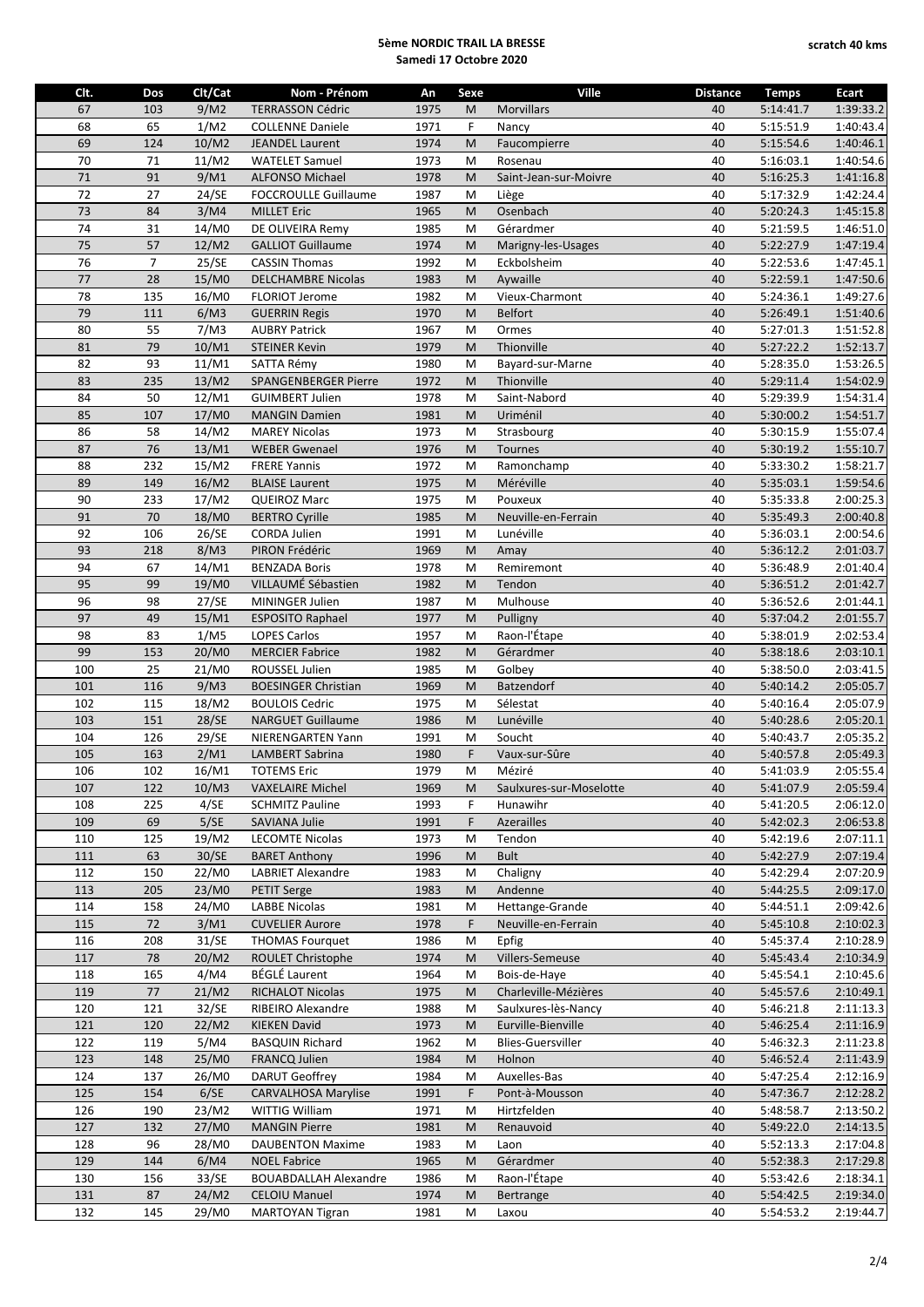**5ème NORDIC TRAIL LA BRESSE**
**Samedi 17 Octobre 2020**

**scratch 40 kms**

| Clt. | Dos | Clt/Cat | Nom - Prénom | An | Sexe | Ville | Distance | Temps | Ecart |
|---|---|---|---|---|---|---|---|---|---|
| 67 | 103 | 9/M2 | TERRASSON Cédric | 1975 | M | Morvillars | 40 | 5:14:41.7 | 1:39:33.2 |
| 68 | 65 | 1/M2 | COLLENNE Daniele | 1971 | F | Nancy | 40 | 5:15:51.9 | 1:40:43.4 |
| 69 | 124 | 10/M2 | JEANDEL Laurent | 1974 | M | Faucompierre | 40 | 5:15:54.6 | 1:40:46.1 |
| 70 | 71 | 11/M2 | WATELET Samuel | 1973 | M | Rosenau | 40 | 5:16:03.1 | 1:40:54.6 |
| 71 | 91 | 9/M1 | ALFONSO Michael | 1978 | M | Saint-Jean-sur-Moivre | 40 | 5:16:25.3 | 1:41:16.8 |
| 72 | 27 | 24/SE | FOCCROULLE Guillaume | 1987 | M | Liège | 40 | 5:17:32.9 | 1:42:24.4 |
| 73 | 84 | 3/M4 | MILLET Eric | 1965 | M | Osenbach | 40 | 5:20:24.3 | 1:45:15.8 |
| 74 | 31 | 14/M0 | DE OLIVEIRA Remy | 1985 | M | Gérardmer | 40 | 5:21:59.5 | 1:46:51.0 |
| 75 | 57 | 12/M2 | GALLIOT Guillaume | 1974 | M | Marigny-les-Usages | 40 | 5:22:27.9 | 1:47:19.4 |
| 76 | 7 | 25/SE | CASSIN Thomas | 1992 | M | Eckbolsheim | 40 | 5:22:53.6 | 1:47:45.1 |
| 77 | 28 | 15/M0 | DELCHAMBRE Nicolas | 1983 | M | Aywaille | 40 | 5:22:59.1 | 1:47:50.6 |
| 78 | 135 | 16/M0 | FLORIOT Jerome | 1982 | M | Vieux-Charmont | 40 | 5:24:36.1 | 1:49:27.6 |
| 79 | 111 | 6/M3 | GUERRIN Regis | 1970 | M | Belfort | 40 | 5:26:49.1 | 1:51:40.6 |
| 80 | 55 | 7/M3 | AUBRY Patrick | 1967 | M | Ormes | 40 | 5:27:01.3 | 1:51:52.8 |
| 81 | 79 | 10/M1 | STEINER Kevin | 1979 | M | Thionville | 40 | 5:27:22.2 | 1:52:13.7 |
| 82 | 93 | 11/M1 | SATTA Rémy | 1980 | M | Bayard-sur-Marne | 40 | 5:28:35.0 | 1:53:26.5 |
| 83 | 235 | 13/M2 | SPANGENBERGER Pierre | 1972 | M | Thionville | 40 | 5:29:11.4 | 1:54:02.9 |
| 84 | 50 | 12/M1 | GUIMBERT Julien | 1978 | M | Saint-Nabord | 40 | 5:29:39.9 | 1:54:31.4 |
| 85 | 107 | 17/M0 | MANGIN Damien | 1981 | M | Urménil | 40 | 5:30:00.2 | 1:54:51.7 |
| 86 | 58 | 14/M2 | MAREY Nicolas | 1973 | M | Strasbourg | 40 | 5:30:15.9 | 1:55:07.4 |
| 87 | 76 | 13/M1 | WEBER Gwenael | 1976 | M | Tournes | 40 | 5:30:19.2 | 1:55:10.7 |
| 88 | 232 | 15/M2 | FRERE Yannis | 1972 | M | Ramonchamp | 40 | 5:33:30.2 | 1:58:21.7 |
| 89 | 149 | 16/M2 | BLAISE Laurent | 1975 | M | Méréville | 40 | 5:35:03.1 | 1:59:54.6 |
| 90 | 233 | 17/M2 | QUEIROZ Marc | 1975 | M | Pouxeux | 40 | 5:35:33.8 | 2:00:25.3 |
| 91 | 70 | 18/M0 | BERTRO Cyrille | 1985 | M | Neuville-en-Ferrain | 40 | 5:35:49.3 | 2:00:40.8 |
| 92 | 106 | 26/SE | CORDA Julien | 1991 | M | Lunéville | 40 | 5:36:03.1 | 2:00:54.6 |
| 93 | 218 | 8/M3 | PIRON Frédéric | 1969 | M | Amay | 40 | 5:36:12.2 | 2:01:03.7 |
| 94 | 67 | 14/M1 | BENZADA Boris | 1978 | M | Remiremont | 40 | 5:36:48.9 | 2:01:40.4 |
| 95 | 99 | 19/M0 | VILLAUMÉ Sébastien | 1982 | M | Tendon | 40 | 5:36:51.2 | 2:01:42.7 |
| 96 | 98 | 27/SE | MININGER Julien | 1987 | M | Mulhouse | 40 | 5:36:52.6 | 2:01:44.1 |
| 97 | 49 | 15/M1 | ESPOSITO Raphael | 1977 | M | Pulligny | 40 | 5:37:04.2 | 2:01:55.7 |
| 98 | 83 | 1/M5 | LOPES Carlos | 1957 | M | Raon-l'Étape | 40 | 5:38:01.9 | 2:02:53.4 |
| 99 | 153 | 20/M0 | MERCIER Fabrice | 1982 | M | Gérardmer | 40 | 5:38:18.6 | 2:03:10.1 |
| 100 | 25 | 21/M0 | ROUSSEL Julien | 1985 | M | Golbey | 40 | 5:38:50.0 | 2:03:41.5 |
| 101 | 116 | 9/M3 | BOESINGER Christian | 1969 | M | Batzendorf | 40 | 5:40:14.2 | 2:05:05.7 |
| 102 | 115 | 18/M2 | BOULOIS Cedric | 1975 | M | Sélestat | 40 | 5:40:16.4 | 2:05:07.9 |
| 103 | 151 | 28/SE | NARGUET Guillaume | 1986 | M | Lunéville | 40 | 5:40:28.6 | 2:05:20.1 |
| 104 | 126 | 29/SE | NIERENGARTEN Yann | 1991 | M | Soucht | 40 | 5:40:43.7 | 2:05:35.2 |
| 105 | 163 | 2/M1 | LAMBERT Sabrina | 1980 | F | Vaux-sur-Sûre | 40 | 5:40:57.8 | 2:05:49.3 |
| 106 | 102 | 16/M1 | TOTEMS Eric | 1979 | M | Méziré | 40 | 5:41:03.9 | 2:05:55.4 |
| 107 | 122 | 10/M3 | VAXELAIRE Michel | 1969 | M | Saulxures-sur-Moselotte | 40 | 5:41:07.9 | 2:05:59.4 |
| 108 | 225 | 4/SE | SCHMITZ Pauline | 1993 | F | Hunawihr | 40 | 5:41:20.5 | 2:06:12.0 |
| 109 | 69 | 5/SE | SAVIANA Julie | 1991 | F | Azerailles | 40 | 5:42:02.3 | 2:06:53.8 |
| 110 | 125 | 19/M2 | LECOMTE Nicolas | 1973 | M | Tendon | 40 | 5:42:19.6 | 2:07:11.1 |
| 111 | 63 | 30/SE | BARET Anthony | 1996 | M | Bult | 40 | 5:42:27.9 | 2:07:19.4 |
| 112 | 150 | 22/M0 | LABRIET Alexandre | 1983 | M | Chaligny | 40 | 5:42:29.4 | 2:07:20.9 |
| 113 | 205 | 23/M0 | PETIT Serge | 1983 | M | Andenne | 40 | 5:44:25.5 | 2:09:17.0 |
| 114 | 158 | 24/M0 | LABBE Nicolas | 1981 | M | Hettange-Grande | 40 | 5:44:51.1 | 2:09:42.6 |
| 115 | 72 | 3/M1 | CUVELIER Aurore | 1978 | F | Neuville-en-Ferrain | 40 | 5:45:10.8 | 2:10:02.3 |
| 116 | 208 | 31/SE | THOMAS Fourquet | 1986 | M | Epfig | 40 | 5:45:37.4 | 2:10:28.9 |
| 117 | 78 | 20/M2 | ROULET Christophe | 1974 | M | Villers-Semeuse | 40 | 5:45:43.4 | 2:10:34.9 |
| 118 | 165 | 4/M4 | BÉGLÉ Laurent | 1964 | M | Bois-de-Haye | 40 | 5:45:54.1 | 2:10:45.6 |
| 119 | 77 | 21/M2 | RICHALOT Nicolas | 1975 | M | Charleville-Mézières | 40 | 5:45:57.6 | 2:10:49.1 |
| 120 | 121 | 32/SE | RIBEIRO Alexandre | 1988 | M | Saulxures-lès-Nancy | 40 | 5:46:21.8 | 2:11:13.3 |
| 121 | 120 | 22/M2 | KIEKEN David | 1973 | M | Eurville-Bienville | 40 | 5:46:25.4 | 2:11:16.9 |
| 122 | 119 | 5/M4 | BASQUIN Richard | 1962 | M | Blies-Guersviller | 40 | 5:46:32.3 | 2:11:23.8 |
| 123 | 148 | 25/M0 | FRANCQ Julien | 1984 | M | Holnon | 40 | 5:46:52.4 | 2:11:43.9 |
| 124 | 137 | 26/M0 | DARUT Geoffrey | 1984 | M | Auxelles-Bas | 40 | 5:47:25.4 | 2:12:16.9 |
| 125 | 154 | 6/SE | CARVALHOSA Marylise | 1991 | F | Pont-à-Mousson | 40 | 5:47:36.7 | 2:12:28.2 |
| 126 | 190 | 23/M2 | WITTIG William | 1971 | M | Hirtzfelden | 40 | 5:48:58.7 | 2:13:50.2 |
| 127 | 132 | 27/M0 | MANGIN Pierre | 1981 | M | Renauvoid | 40 | 5:49:22.0 | 2:14:13.5 |
| 128 | 96 | 28/M0 | DAUBENTON Maxime | 1983 | M | Laon | 40 | 5:52:13.3 | 2:17:04.8 |
| 129 | 144 | 6/M4 | NOEL Fabrice | 1965 | M | Gérardmer | 40 | 5:52:38.3 | 2:17:29.8 |
| 130 | 156 | 33/SE | BOUABDALLAH Alexandre | 1986 | M | Raon-l'Étape | 40 | 5:53:42.6 | 2:18:34.1 |
| 131 | 87 | 24/M2 | CELOIU Manuel | 1974 | M | Bertrange | 40 | 5:54:42.5 | 2:19:34.0 |
| 132 | 145 | 29/M0 | MARTOYAN Tigran | 1981 | M | Laxou | 40 | 5:54:53.2 | 2:19:44.7 |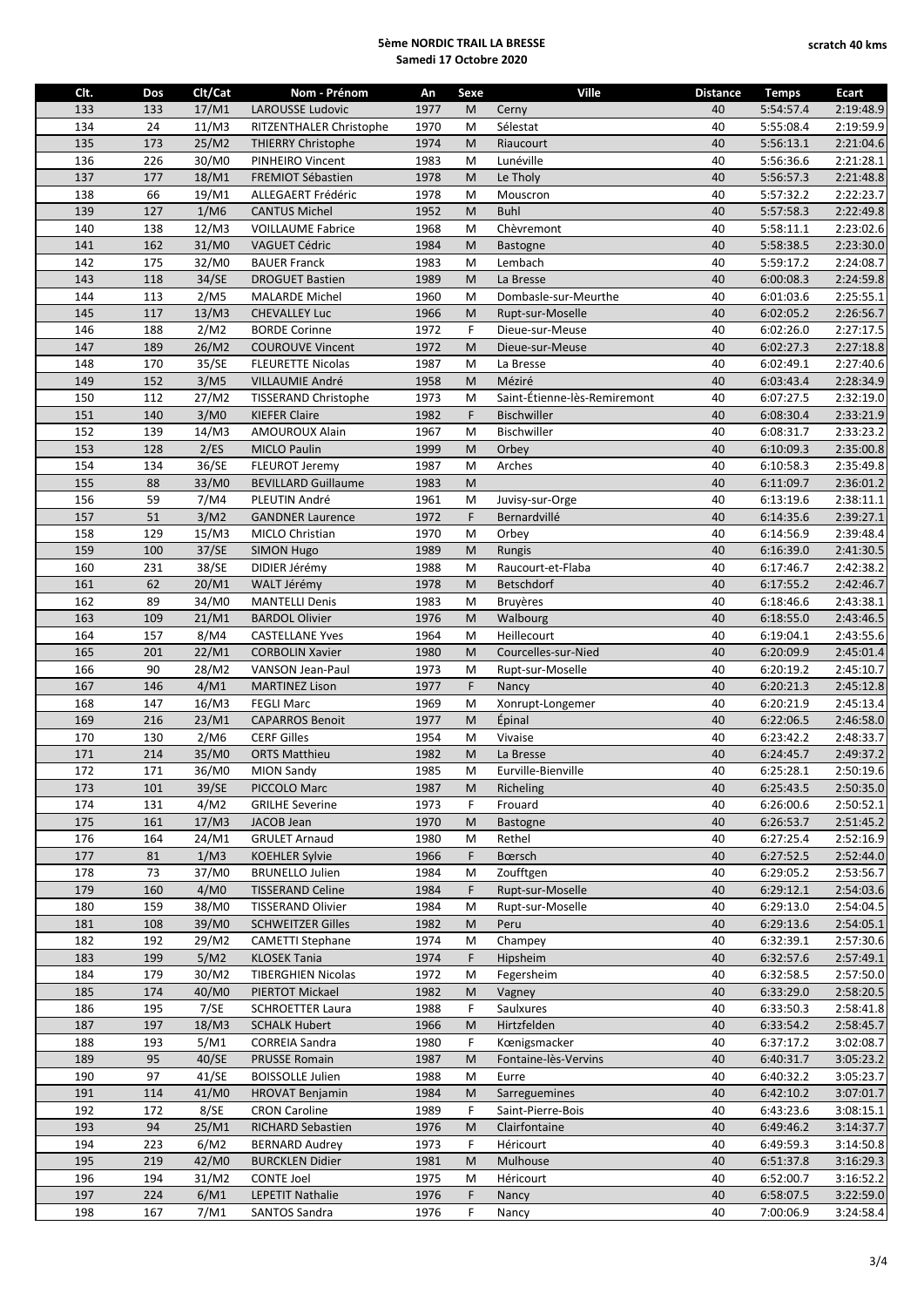**5ème NORDIC TRAIL LA BRESSE**
**Samedi 17 Octobre 2020**

**scratch 40 kms**

| Clt. | Dos | Clt/Cat | Nom - Prénom | An | Sexe | Ville | Distance | Temps | Ecart |
|---|---|---|---|---|---|---|---|---|---|
| 133 | 133 | 17/M1 | LAROUSSE Ludovic | 1977 | M | Cerny | 40 | 5:54:57.4 | 2:19:48.9 |
| 134 | 24 | 11/M3 | RITZENTHALER Christophe | 1970 | M | Sélestat | 40 | 5:55:08.4 | 2:19:59.9 |
| 135 | 173 | 25/M2 | THIERRY Christophe | 1974 | M | Riaucourt | 40 | 5:56:13.1 | 2:21:04.6 |
| 136 | 226 | 30/M0 | PINHEIRO Vincent | 1983 | M | Lunéville | 40 | 5:56:36.6 | 2:21:28.1 |
| 137 | 177 | 18/M1 | FREMIOT Sébastien | 1978 | M | Le Tholy | 40 | 5:56:57.3 | 2:21:48.8 |
| 138 | 66 | 19/M1 | ALLEGAERT Frédéric | 1978 | M | Mouscron | 40 | 5:57:32.2 | 2:22:23.7 |
| 139 | 127 | 1/M6 | CANTUS Michel | 1952 | M | Buhl | 40 | 5:57:58.3 | 2:22:49.8 |
| 140 | 138 | 12/M3 | VOILLAUME Fabrice | 1968 | M | Chèvremont | 40 | 5:58:11.1 | 2:23:02.6 |
| 141 | 162 | 31/M0 | VAGUET Cédric | 1984 | M | Bastogne | 40 | 5:58:38.5 | 2:23:30.0 |
| 142 | 175 | 32/M0 | BAUER Franck | 1983 | M | Lembach | 40 | 5:59:17.2 | 2:24:08.7 |
| 143 | 118 | 34/SE | DROGUET Bastien | 1989 | M | La Bresse | 40 | 6:00:08.3 | 2:24:59.8 |
| 144 | 113 | 2/M5 | MALARDE Michel | 1960 | M | Dombasle-sur-Meurthe | 40 | 6:01:03.6 | 2:25:55.1 |
| 145 | 117 | 13/M3 | CHEVALLEY Luc | 1966 | M | Rupt-sur-Moselle | 40 | 6:02:05.2 | 2:26:56.7 |
| 146 | 188 | 2/M2 | BORDE Corinne | 1972 | F | Dieue-sur-Meuse | 40 | 6:02:26.0 | 2:27:17.5 |
| 147 | 189 | 26/M2 | COUROUVE Vincent | 1972 | M | Dieue-sur-Meuse | 40 | 6:02:27.3 | 2:27:18.8 |
| 148 | 170 | 35/SE | FLEURETTE Nicolas | 1987 | M | La Bresse | 40 | 6:02:49.1 | 2:27:40.6 |
| 149 | 152 | 3/M5 | VILLAUMIE André | 1958 | M | Méziré | 40 | 6:03:43.4 | 2:28:34.9 |
| 150 | 112 | 27/M2 | TISSERAND Christophe | 1973 | M | Saint-Étienne-lès-Remiremont | 40 | 6:07:27.5 | 2:32:19.0 |
| 151 | 140 | 3/M0 | KIEFER Claire | 1982 | F | Bischwiller | 40 | 6:08:30.4 | 2:33:21.9 |
| 152 | 139 | 14/M3 | AMOUROUX Alain | 1967 | M | Bischwiller | 40 | 6:08:31.7 | 2:33:23.2 |
| 153 | 128 | 2/ES | MICLO Paulin | 1999 | M | Orbey | 40 | 6:10:09.3 | 2:35:00.8 |
| 154 | 134 | 36/SE | FLEUROT Jeremy | 1987 | M | Arches | 40 | 6:10:58.3 | 2:35:49.8 |
| 155 | 88 | 33/M0 | BEVILLARD Guillaume | 1983 | M |  | 40 | 6:11:09.7 | 2:36:01.2 |
| 156 | 59 | 7/M4 | PLEUTIN André | 1961 | M | Juvisy-sur-Orge | 40 | 6:13:19.6 | 2:38:11.1 |
| 157 | 51 | 3/M2 | GANDNER Laurence | 1972 | F | Bernardvillé | 40 | 6:14:35.6 | 2:39:27.1 |
| 158 | 129 | 15/M3 | MICLO Christian | 1970 | M | Orbey | 40 | 6:14:56.9 | 2:39:48.4 |
| 159 | 100 | 37/SE | SIMON Hugo | 1989 | M | Rungis | 40 | 6:16:39.0 | 2:41:30.5 |
| 160 | 231 | 38/SE | DIDIER Jérémy | 1988 | M | Raucourt-et-Flaba | 40 | 6:17:46.7 | 2:42:38.2 |
| 161 | 62 | 20/M1 | WALT Jérémy | 1978 | M | Betschdorf | 40 | 6:17:55.2 | 2:42:46.7 |
| 162 | 89 | 34/M0 | MANTELLI Denis | 1983 | M | Bruyères | 40 | 6:18:46.6 | 2:43:38.1 |
| 163 | 109 | 21/M1 | BARDOL Olivier | 1976 | M | Walbourg | 40 | 6:18:55.0 | 2:43:46.5 |
| 164 | 157 | 8/M4 | CASTELLANE Yves | 1964 | M | Heillecourt | 40 | 6:19:04.1 | 2:43:55.6 |
| 165 | 201 | 22/M1 | CORBOLIN Xavier | 1980 | M | Courcelles-sur-Nied | 40 | 6:20:09.9 | 2:45:01.4 |
| 166 | 90 | 28/M2 | VANSON Jean-Paul | 1973 | M | Rupt-sur-Moselle | 40 | 6:20:19.2 | 2:45:10.7 |
| 167 | 146 | 4/M1 | MARTINEZ Lison | 1977 | F | Nancy | 40 | 6:20:21.3 | 2:45:12.8 |
| 168 | 147 | 16/M3 | FEGLI Marc | 1969 | M | Xonrupt-Longemer | 40 | 6:20:21.9 | 2:45:13.4 |
| 169 | 216 | 23/M1 | CAPARROS Benoit | 1977 | M | Épinal | 40 | 6:22:06.5 | 2:46:58.0 |
| 170 | 130 | 2/M6 | CERF Gilles | 1954 | M | Vivaise | 40 | 6:23:42.2 | 2:48:33.7 |
| 171 | 214 | 35/M0 | ORTS Matthieu | 1982 | M | La Bresse | 40 | 6:24:45.7 | 2:49:37.2 |
| 172 | 171 | 36/M0 | MION Sandy | 1985 | M | Eurville-Bienville | 40 | 6:25:28.1 | 2:50:19.6 |
| 173 | 101 | 39/SE | PICCOLO Marc | 1987 | M | Richeling | 40 | 6:25:43.5 | 2:50:35.0 |
| 174 | 131 | 4/M2 | GRILHE Severine | 1973 | F | Frouard | 40 | 6:26:00.6 | 2:50:52.1 |
| 175 | 161 | 17/M3 | JACOB Jean | 1970 | M | Bastogne | 40 | 6:26:53.7 | 2:51:45.2 |
| 176 | 164 | 24/M1 | GRULET Arnaud | 1980 | M | Rethel | 40 | 6:27:25.4 | 2:52:16.9 |
| 177 | 81 | 1/M3 | KOEHLER Sylvie | 1966 | F | Bœrsch | 40 | 6:27:52.5 | 2:52:44.0 |
| 178 | 73 | 37/M0 | BRUNELLO Julien | 1984 | M | Zoufftgen | 40 | 6:29:05.2 | 2:53:56.7 |
| 179 | 160 | 4/M0 | TISSERAND Celine | 1984 | F | Rupt-sur-Moselle | 40 | 6:29:12.1 | 2:54:03.6 |
| 180 | 159 | 38/M0 | TISSERAND Olivier | 1984 | M | Rupt-sur-Moselle | 40 | 6:29:13.0 | 2:54:04.5 |
| 181 | 108 | 39/M0 | SCHWEITZER Gilles | 1982 | M | Peru | 40 | 6:29:13.6 | 2:54:05.1 |
| 182 | 192 | 29/M2 | CAMETTI Stephane | 1974 | M | Champey | 40 | 6:32:39.1 | 2:57:30.6 |
| 183 | 199 | 5/M2 | KLOSEK Tania | 1974 | F | Hipsheim | 40 | 6:32:57.6 | 2:57:49.1 |
| 184 | 179 | 30/M2 | TIBERGHIEN Nicolas | 1972 | M | Fegersheim | 40 | 6:32:58.5 | 2:57:50.0 |
| 185 | 174 | 40/M0 | PIERTOT Mickael | 1982 | M | Vagney | 40 | 6:33:29.0 | 2:58:20.5 |
| 186 | 195 | 7/SE | SCHROETTER Laura | 1988 | F | Saulxures | 40 | 6:33:50.3 | 2:58:41.8 |
| 187 | 197 | 18/M3 | SCHALK Hubert | 1966 | M | Hirtzfelden | 40 | 6:33:54.2 | 2:58:45.7 |
| 188 | 193 | 5/M1 | CORREIA Sandra | 1980 | F | Kœnigsmacker | 40 | 6:37:17.2 | 3:02:08.7 |
| 189 | 95 | 40/SE | PRUSSE Romain | 1987 | M | Fontaine-lès-Vervins | 40 | 6:40:31.7 | 3:05:23.2 |
| 190 | 97 | 41/SE | BOISSOLLE Julien | 1988 | M | Eurre | 40 | 6:40:32.2 | 3:05:23.7 |
| 191 | 114 | 41/M0 | HROVAT Benjamin | 1984 | M | Sarreguemines | 40 | 6:42:10.2 | 3:07:01.7 |
| 192 | 172 | 8/SE | CRON Caroline | 1989 | F | Saint-Pierre-Bois | 40 | 6:43:23.6 | 3:08:15.1 |
| 193 | 94 | 25/M1 | RICHARD Sebastien | 1976 | M | Clairfontaine | 40 | 6:49:46.2 | 3:14:37.7 |
| 194 | 223 | 6/M2 | BERNARD Audrey | 1973 | F | Héricourt | 40 | 6:49:59.3 | 3:14:50.8 |
| 195 | 219 | 42/M0 | BURCKLEN Didier | 1981 | M | Mulhouse | 40 | 6:51:37.8 | 3:16:29.3 |
| 196 | 194 | 31/M2 | CONTE Joel | 1975 | M | Héricourt | 40 | 6:52:00.7 | 3:16:52.2 |
| 197 | 224 | 6/M1 | LEPETIT Nathalie | 1976 | F | Nancy | 40 | 6:58:07.5 | 3:22:59.0 |
| 198 | 167 | 7/M1 | SANTOS Sandra | 1976 | F | Nancy | 40 | 7:00:06.9 | 3:24:58.4 |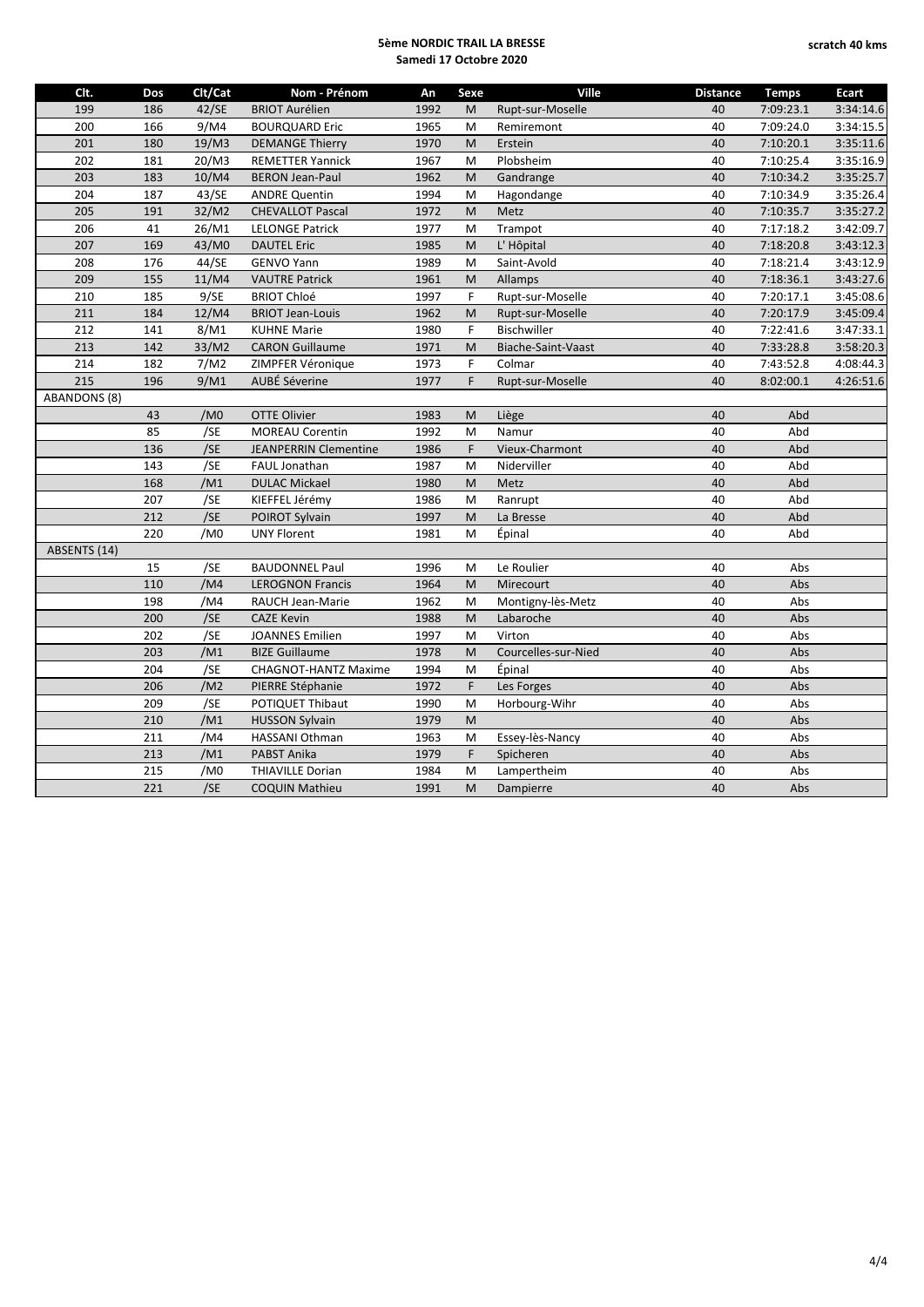**5ème NORDIC TRAIL LA BRESSE**
**Samedi 17 Octobre 2020**

**scratch 40 kms**

| Clt. | Dos | Clt/Cat | Nom - Prénom | An | Sexe | Ville | Distance | Temps | Ecart |
|---|---|---|---|---|---|---|---|---|---|
| 199 | 186 | 42/SE | BRIOT Aurélien | 1992 | M | Rupt-sur-Moselle | 40 | 7:09:23.1 | 3:34:14.6 |
| 200 | 166 | 9/M4 | BOURQUARD Eric | 1965 | M | Remiremont | 40 | 7:09:24.0 | 3:34:15.5 |
| 201 | 180 | 19/M3 | DEMANGE Thierry | 1970 | M | Erstein | 40 | 7:10:20.1 | 3:35:11.6 |
| 202 | 181 | 20/M3 | REMETTER Yannick | 1967 | M | Plobsheim | 40 | 7:10:25.4 | 3:35:16.9 |
| 203 | 183 | 10/M4 | BERON Jean-Paul | 1962 | M | Gandrange | 40 | 7:10:34.2 | 3:35:25.7 |
| 204 | 187 | 43/SE | ANDRE Quentin | 1994 | M | Hagondange | 40 | 7:10:34.9 | 3:35:26.4 |
| 205 | 191 | 32/M2 | CHEVALLOT Pascal | 1972 | M | Metz | 40 | 7:10:35.7 | 3:35:27.2 |
| 206 | 41 | 26/M1 | LELONGE Patrick | 1977 | M | Trampot | 40 | 7:17:18.2 | 3:42:09.7 |
| 207 | 169 | 43/M0 | DAUTEL Eric | 1985 | M | L' Hôpital | 40 | 7:18:20.8 | 3:43:12.3 |
| 208 | 176 | 44/SE | GENVO Yann | 1989 | M | Saint-Avold | 40 | 7:18:21.4 | 3:43:12.9 |
| 209 | 155 | 11/M4 | VAUTRE Patrick | 1961 | M | Allamps | 40 | 7:18:36.1 | 3:43:27.6 |
| 210 | 185 | 9/SE | BRIOT Chloé | 1997 | F | Rupt-sur-Moselle | 40 | 7:20:17.1 | 3:45:08.6 |
| 211 | 184 | 12/M4 | BRIOT Jean-Louis | 1962 | M | Rupt-sur-Moselle | 40 | 7:20:17.9 | 3:45:09.4 |
| 212 | 141 | 8/M1 | KUHNE Marie | 1980 | F | Bischwiller | 40 | 7:22:41.6 | 3:47:33.1 |
| 213 | 142 | 33/M2 | CARON Guillaume | 1971 | M | Biache-Saint-Vaast | 40 | 7:33:28.8 | 3:58:20.3 |
| 214 | 182 | 7/M2 | ZIMPFER Véronique | 1973 | F | Colmar | 40 | 7:43:52.8 | 4:08:44.3 |
| 215 | 196 | 9/M1 | AUBÉ Séverine | 1977 | F | Rupt-sur-Moselle | 40 | 8:02:00.1 | 4:26:51.6 |
| ABANDONS (8) | | | | | | | | | |
| | 43 | /M0 | OTTE Olivier | 1983 | M | Liège | 40 | Abd | |
| | 85 | /SE | MOREAU Corentin | 1992 | M | Namur | 40 | Abd | |
| | 136 | /SE | JEANPERRIN Clementine | 1986 | F | Vieux-Charmont | 40 | Abd | |
| | 143 | /SE | FAUL Jonathan | 1987 | M | Niderviller | 40 | Abd | |
| | 168 | /M1 | DULAC Mickael | 1980 | M | Metz | 40 | Abd | |
| | 207 | /SE | KIEFFEL Jérémy | 1986 | M | Ranrupt | 40 | Abd | |
| | 212 | /SE | POIROT Sylvain | 1997 | M | La Bresse | 40 | Abd | |
| | 220 | /M0 | UNY Florent | 1981 | M | Épinal | 40 | Abd | |
| ABSENTS (14) | | | | | | | | | |
| | 15 | /SE | BAUDONNEL Paul | 1996 | M | Le Roulier | 40 | Abs | |
| | 110 | /M4 | LEROGNON Francis | 1964 | M | Mirecourt | 40 | Abs | |
| | 198 | /M4 | RAUCH Jean-Marie | 1962 | M | Montigny-lès-Metz | 40 | Abs | |
| | 200 | /SE | CAZE Kevin | 1988 | M | Labaroche | 40 | Abs | |
| | 202 | /SE | JOANNES Emilien | 1997 | M | Virton | 40 | Abs | |
| | 203 | /M1 | BIZE Guillaume | 1978 | M | Courcelles-sur-Nied | 40 | Abs | |
| | 204 | /SE | CHAGNOT-HANTZ Maxime | 1994 | M | Épinal | 40 | Abs | |
| | 206 | /M2 | PIERRE Stéphanie | 1972 | F | Les Forges | 40 | Abs | |
| | 209 | /SE | POTIQUET Thibaut | 1990 | M | Horbourg-Wihr | 40 | Abs | |
| | 210 | /M1 | HUSSON Sylvain | 1979 | M | | 40 | Abs | |
| | 211 | /M4 | HASSANI Othman | 1963 | M | Essey-lès-Nancy | 40 | Abs | |
| | 213 | /M1 | PABST Anika | 1979 | F | Spicheren | 40 | Abs | |
| | 215 | /M0 | THIAVILLE Dorian | 1984 | M | Lampertheim | 40 | Abs | |
| | 221 | /SE | COQUIN Mathieu | 1991 | M | Dampierre | 40 | Abs | |